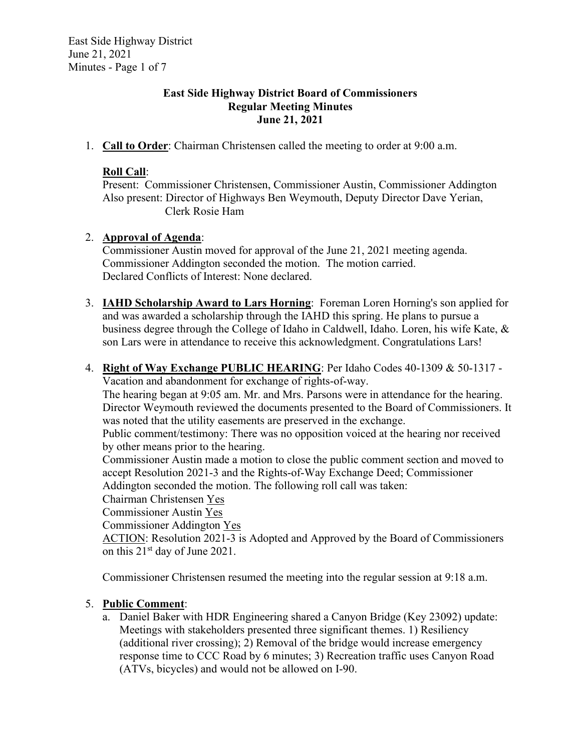**East Side Highway District Board of Commissioners**
**Regular Meeting Minutes**
**June 21, 2021**

1. **Call to Order**: Chairman Christensen called the meeting to order at 9:00 a.m.

   **Roll Call**:
   Present: Commissioner Christensen, Commissioner Austin, Commissioner Addington
   Also present: Director of Highways Ben Weymouth, Deputy Director Dave Yerian, Clerk Rosie Ham

2. **Approval of Agenda**:
   Commissioner Austin moved for approval of the June 21, 2021 meeting agenda. Commissioner Addington seconded the motion. The motion carried.
   Declared Conflicts of Interest: None declared.

3. **IAHD Scholarship Award to Lars Horning**: Foreman Loren Horning's son applied for and was awarded a scholarship through the IAHD this spring. He plans to pursue a business degree through the College of Idaho in Caldwell, Idaho. Loren, his wife Kate, & son Lars were in attendance to receive this acknowledgment. Congratulations Lars!

4. **Right of Way Exchange PUBLIC HEARING**: Per Idaho Codes 40-1309 & 50-1317 - Vacation and abandonment for exchange of rights-of-way.
   The hearing began at 9:05 am. Mr. and Mrs. Parsons were in attendance for the hearing. Director Weymouth reviewed the documents presented to the Board of Commissioners. It was noted that the utility easements are preserved in the exchange.
   Public comment/testimony: There was no opposition voiced at the hearing nor received by other means prior to the hearing.
   Commissioner Austin made a motion to close the public comment section and moved to accept Resolution 2021-3 and the Rights-of-Way Exchange Deed; Commissioner Addington seconded the motion. The following roll call was taken:
   Chairman Christensen Yes
   Commissioner Austin Yes
   Commissioner Addington Yes
   ACTION: Resolution 2021-3 is Adopted and Approved by the Board of Commissioners on this 21st day of June 2021.

   Commissioner Christensen resumed the meeting into the regular session at 9:18 a.m.

5. **Public Comment**:
   a. Daniel Baker with HDR Engineering shared a Canyon Bridge (Key 23092) update: Meetings with stakeholders presented three significant themes. 1) Resiliency (additional river crossing); 2) Removal of the bridge would increase emergency response time to CCC Road by 6 minutes; 3) Recreation traffic uses Canyon Road (ATVs, bicycles) and would not be allowed on I-90.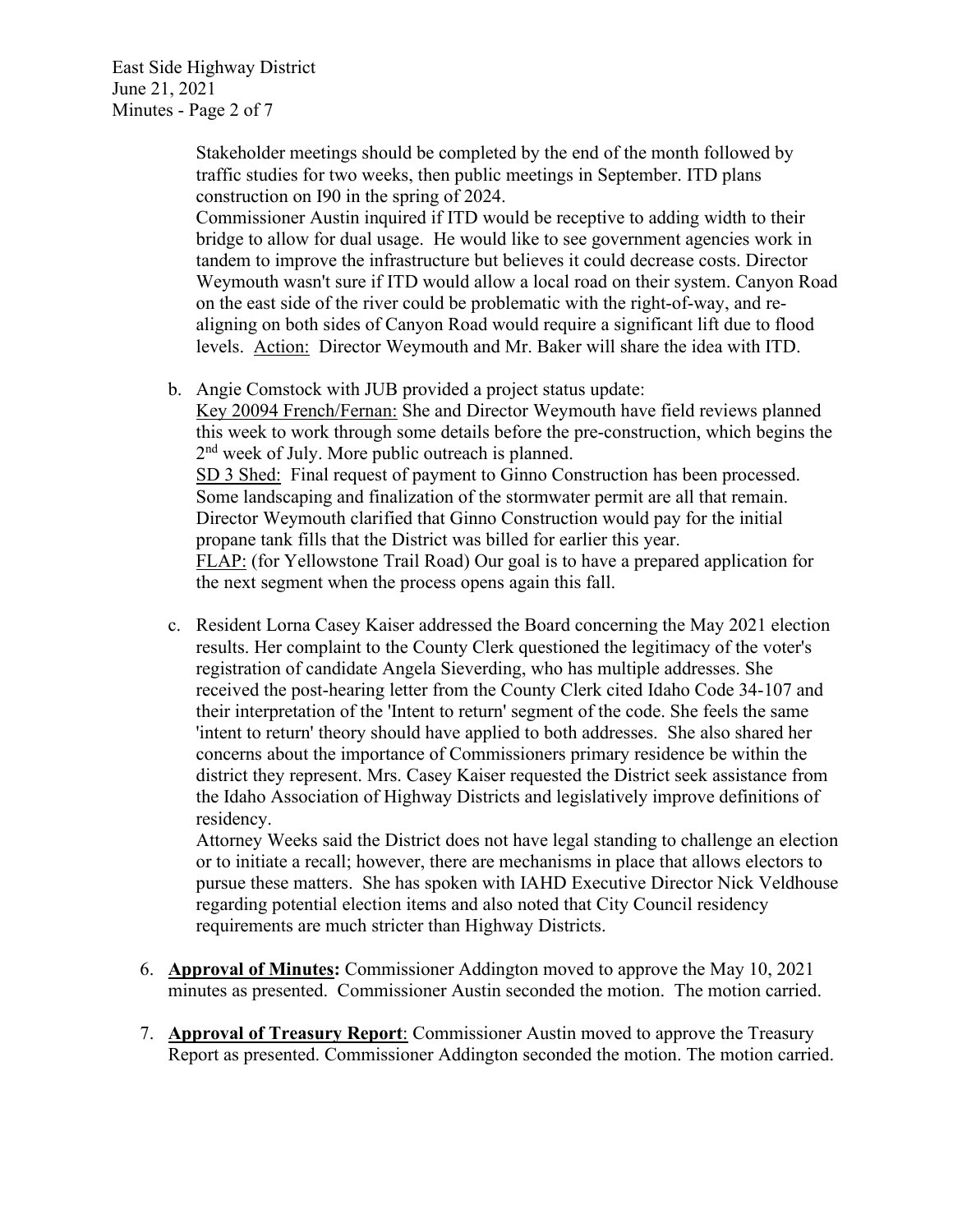Stakeholder meetings should be completed by the end of the month followed by traffic studies for two weeks, then public meetings in September. ITD plans construction on I90 in the spring of 2024.

Commissioner Austin inquired if ITD would be receptive to adding width to their bridge to allow for dual usage. He would like to see government agencies work in tandem to improve the infrastructure but believes it could decrease costs. Director Weymouth wasn't sure if ITD would allow a local road on their system. Canyon Road on the east side of the river could be problematic with the right-of-way, and re-aligning on both sides of Canyon Road would require a significant lift due to flood levels. Action: Director Weymouth and Mr. Baker will share the idea with ITD.

b. Angie Comstock with JUB provided a project status update:

Key 20094 French/Fernan: She and Director Weymouth have field reviews planned this week to work through some details before the pre-construction, which begins the 2nd week of July. More public outreach is planned.

SD 3 Shed: Final request of payment to Ginno Construction has been processed. Some landscaping and finalization of the stormwater permit are all that remain. Director Weymouth clarified that Ginno Construction would pay for the initial propane tank fills that the District was billed for earlier this year.

FLAP: (for Yellowstone Trail Road) Our goal is to have a prepared application for the next segment when the process opens again this fall.

c. Resident Lorna Casey Kaiser addressed the Board concerning the May 2021 election results. Her complaint to the County Clerk questioned the legitimacy of the voter's registration of candidate Angela Sieverding, who has multiple addresses. She received the post-hearing letter from the County Clerk cited Idaho Code 34-107 and their interpretation of the 'Intent to return' segment of the code. She feels the same 'intent to return' theory should have applied to both addresses. She also shared her concerns about the importance of Commissioners primary residence be within the district they represent. Mrs. Casey Kaiser requested the District seek assistance from the Idaho Association of Highway Districts and legislatively improve definitions of residency.

Attorney Weeks said the District does not have legal standing to challenge an election or to initiate a recall; however, there are mechanisms in place that allows electors to pursue these matters. She has spoken with IAHD Executive Director Nick Veldhouse regarding potential election items and also noted that City Council residency requirements are much stricter than Highway Districts.

6. **Approval of Minutes:** Commissioner Addington moved to approve the May 10, 2021 minutes as presented. Commissioner Austin seconded the motion. The motion carried.

7. **Approval of Treasury Report**: Commissioner Austin moved to approve the Treasury Report as presented. Commissioner Addington seconded the motion. The motion carried.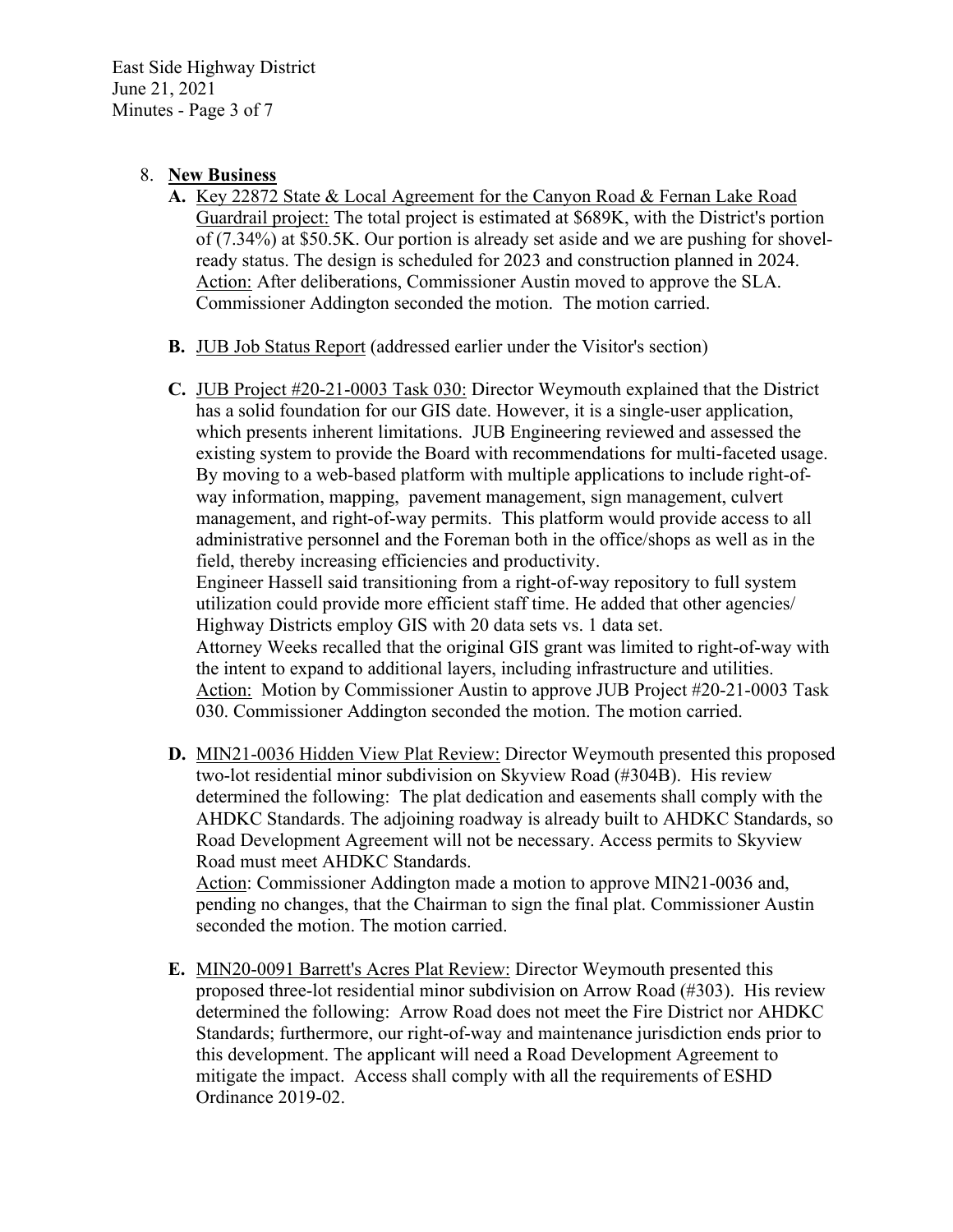8. **New Business**

   **A.** Key 22872 State & Local Agreement for the Canyon Road & Fernan Lake Road Guardrail project: The total project is estimated at $689K, with the District's portion of (7.34%) at $50.5K. Our portion is already set aside and we are pushing for shovel-ready status. The design is scheduled for 2023 and construction planned in 2024.
   Action: After deliberations, Commissioner Austin moved to approve the SLA. Commissioner Addington seconded the motion. The motion carried.

   **B.** JUB Job Status Report (addressed earlier under the Visitor's section)

   **C.** JUB Project #20-21-0003 Task 030: Director Weymouth explained that the District has a solid foundation for our GIS date. However, it is a single-user application, which presents inherent limitations. JUB Engineering reviewed and assessed the existing system to provide the Board with recommendations for multi-faceted usage. By moving to a web-based platform with multiple applications to include right-of-way information, mapping, pavement management, sign management, culvert management, and right-of-way permits. This platform would provide access to all administrative personnel and the Foreman both in the office/shops as well as in the field, thereby increasing efficiencies and productivity.
   Engineer Hassell said transitioning from a right-of-way repository to full system utilization could provide more efficient staff time. He added that other agencies/ Highway Districts employ GIS with 20 data sets vs. 1 data set.
   Attorney Weeks recalled that the original GIS grant was limited to right-of-way with the intent to expand to additional layers, including infrastructure and utilities.
   Action: Motion by Commissioner Austin to approve JUB Project #20-21-0003 Task 030. Commissioner Addington seconded the motion. The motion carried.

   **D.** MIN21-0036 Hidden View Plat Review: Director Weymouth presented this proposed two-lot residential minor subdivision on Skyview Road (#304B). His review determined the following: The plat dedication and easements shall comply with the AHDKC Standards. The adjoining roadway is already built to AHDKC Standards, so Road Development Agreement will not be necessary. Access permits to Skyview Road must meet AHDKC Standards.
   Action: Commissioner Addington made a motion to approve MIN21-0036 and, pending no changes, that the Chairman to sign the final plat. Commissioner Austin seconded the motion. The motion carried.

   **E.** MIN20-0091 Barrett's Acres Plat Review: Director Weymouth presented this proposed three-lot residential minor subdivision on Arrow Road (#303). His review determined the following: Arrow Road does not meet the Fire District nor AHDKC Standards; furthermore, our right-of-way and maintenance jurisdiction ends prior to this development. The applicant will need a Road Development Agreement to mitigate the impact. Access shall comply with all the requirements of ESHD Ordinance 2019-02.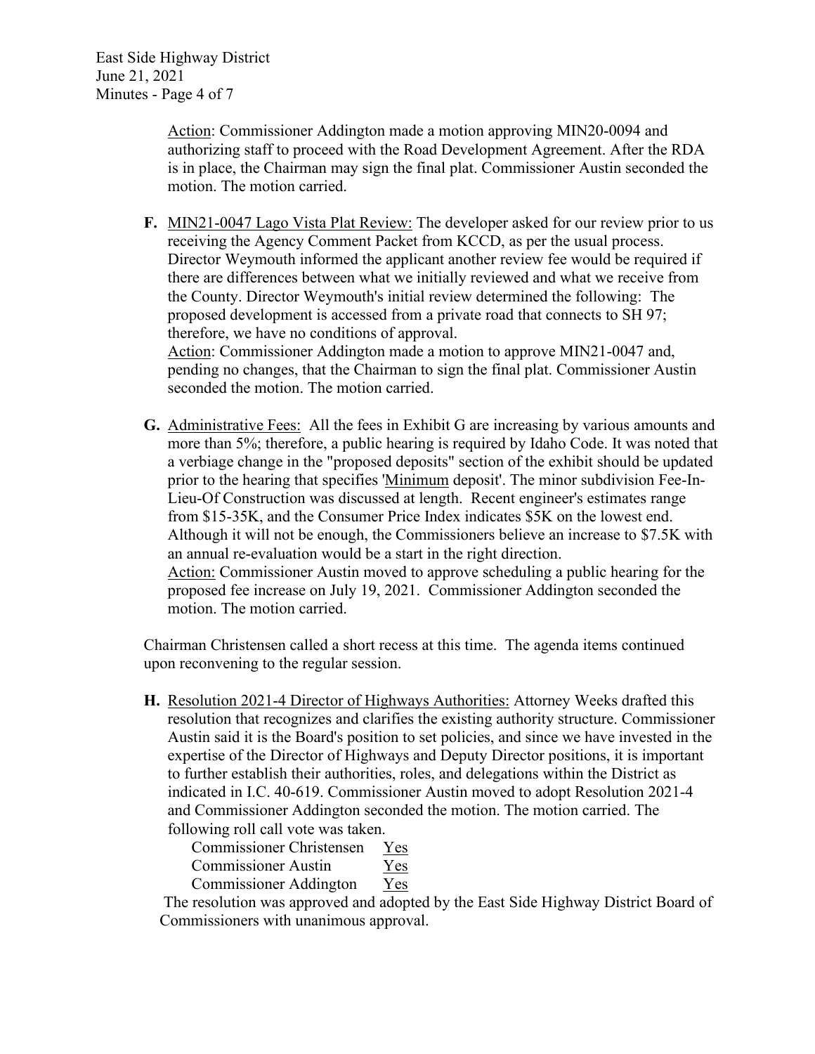Action: Commissioner Addington made a motion approving MIN20-0094 and authorizing staff to proceed with the Road Development Agreement. After the RDA is in place, the Chairman may sign the final plat. Commissioner Austin seconded the motion. The motion carried.

**F.** MIN21-0047 Lago Vista Plat Review: The developer asked for our review prior to us receiving the Agency Comment Packet from KCCD, as per the usual process. Director Weymouth informed the applicant another review fee would be required if there are differences between what we initially reviewed and what we receive from the County. Director Weymouth's initial review determined the following: The proposed development is accessed from a private road that connects to SH 97; therefore, we have no conditions of approval.
Action: Commissioner Addington made a motion to approve MIN21-0047 and, pending no changes, that the Chairman to sign the final plat. Commissioner Austin seconded the motion. The motion carried.

**G.** Administrative Fees: All the fees in Exhibit G are increasing by various amounts and more than 5%; therefore, a public hearing is required by Idaho Code. It was noted that a verbiage change in the "proposed deposits" section of the exhibit should be updated prior to the hearing that specifies 'Minimum deposit'. The minor subdivision Fee-In-Lieu-Of Construction was discussed at length. Recent engineer's estimates range from $15-35K, and the Consumer Price Index indicates $5K on the lowest end. Although it will not be enough, the Commissioners believe an increase to $7.5K with an annual re-evaluation would be a start in the right direction.
Action: Commissioner Austin moved to approve scheduling a public hearing for the proposed fee increase on July 19, 2021. Commissioner Addington seconded the motion. The motion carried.

Chairman Christensen called a short recess at this time. The agenda items continued upon reconvening to the regular session.

**H.** Resolution 2021-4 Director of Highways Authorities: Attorney Weeks drafted this resolution that recognizes and clarifies the existing authority structure. Commissioner Austin said it is the Board's position to set policies, and since we have invested in the expertise of the Director of Highways and Deputy Director positions, it is important to further establish their authorities, roles, and delegations within the District as indicated in I.C. 40-619. Commissioner Austin moved to adopt Resolution 2021-4 and Commissioner Addington seconded the motion. The motion carried. The following roll call vote was taken.

Commissioner Christensen Yes
Commissioner Austin Yes
Commissioner Addington Yes

The resolution was approved and adopted by the East Side Highway District Board of Commissioners with unanimous approval.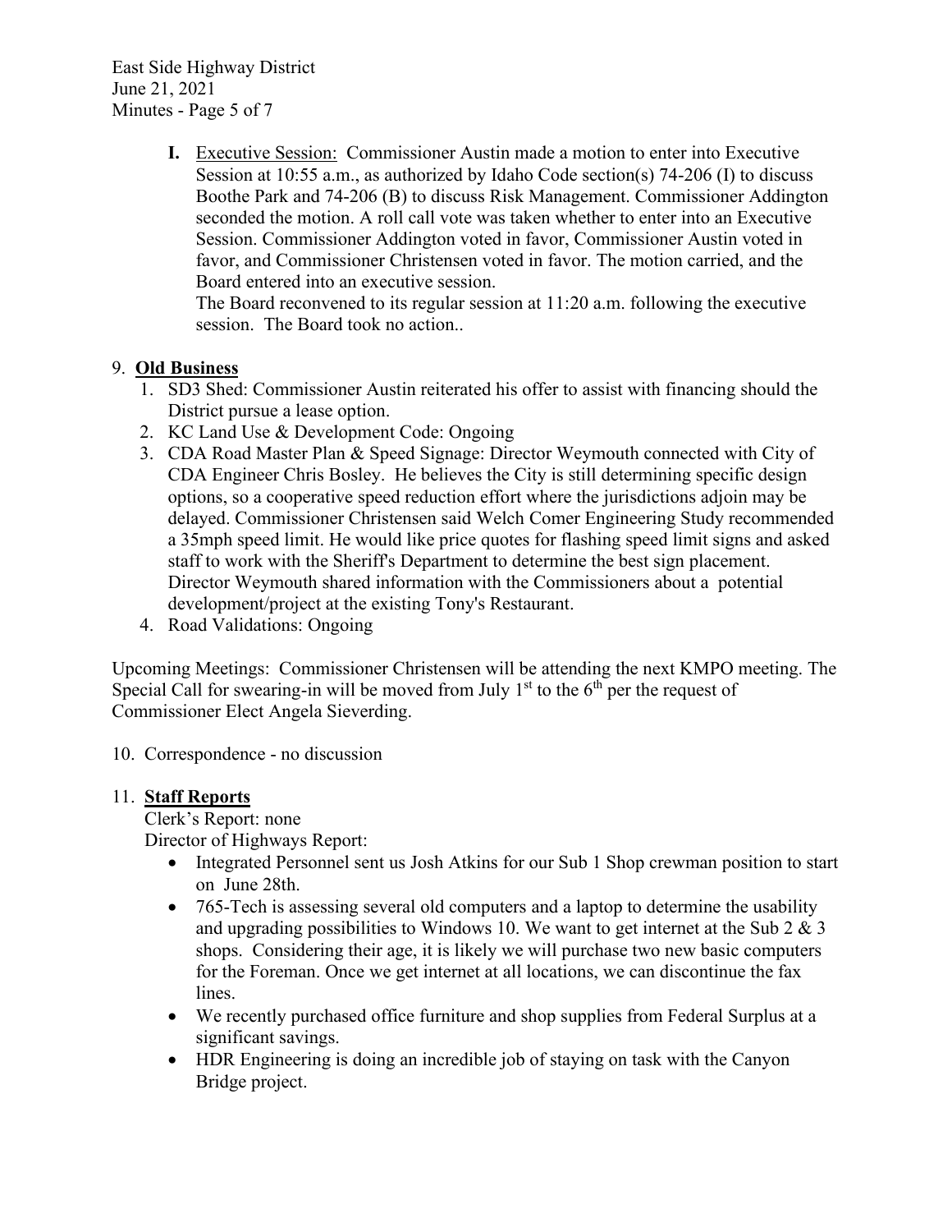**I.** Executive Session: Commissioner Austin made a motion to enter into Executive Session at 10:55 a.m., as authorized by Idaho Code section(s) 74-206 (I) to discuss Boothe Park and 74-206 (B) to discuss Risk Management. Commissioner Addington seconded the motion. A roll call vote was taken whether to enter into an Executive Session. Commissioner Addington voted in favor, Commissioner Austin voted in favor, and Commissioner Christensen voted in favor. The motion carried, and the Board entered into an executive session.
The Board reconvened to its regular session at 11:20 a.m. following the executive session. The Board took no action..

9. **Old Business**
   1. SD3 Shed: Commissioner Austin reiterated his offer to assist with financing should the District pursue a lease option.
   2. KC Land Use & Development Code: Ongoing
   3. CDA Road Master Plan & Speed Signage: Director Weymouth connected with City of CDA Engineer Chris Bosley. He believes the City is still determining specific design options, so a cooperative speed reduction effort where the jurisdictions adjoin may be delayed. Commissioner Christensen said Welch Comer Engineering Study recommended a 35mph speed limit. He would like price quotes for flashing speed limit signs and asked staff to work with the Sheriff's Department to determine the best sign placement. Director Weymouth shared information with the Commissioners about a potential development/project at the existing Tony's Restaurant.
   4. Road Validations: Ongoing

Upcoming Meetings: Commissioner Christensen will be attending the next KMPO meeting. The Special Call for swearing-in will be moved from July 1st to the 6th per the request of Commissioner Elect Angela Sieverding.

10. Correspondence - no discussion

11. **Staff Reports**

Clerk's Report: none

Director of Highways Report:

- Integrated Personnel sent us Josh Atkins for our Sub 1 Shop crewman position to start on June 28th.
- 765-Tech is assessing several old computers and a laptop to determine the usability and upgrading possibilities to Windows 10. We want to get internet at the Sub 2 & 3 shops. Considering their age, it is likely we will purchase two new basic computers for the Foreman. Once we get internet at all locations, we can discontinue the fax lines.
- We recently purchased office furniture and shop supplies from Federal Surplus at a significant savings.
- HDR Engineering is doing an incredible job of staying on task with the Canyon Bridge project.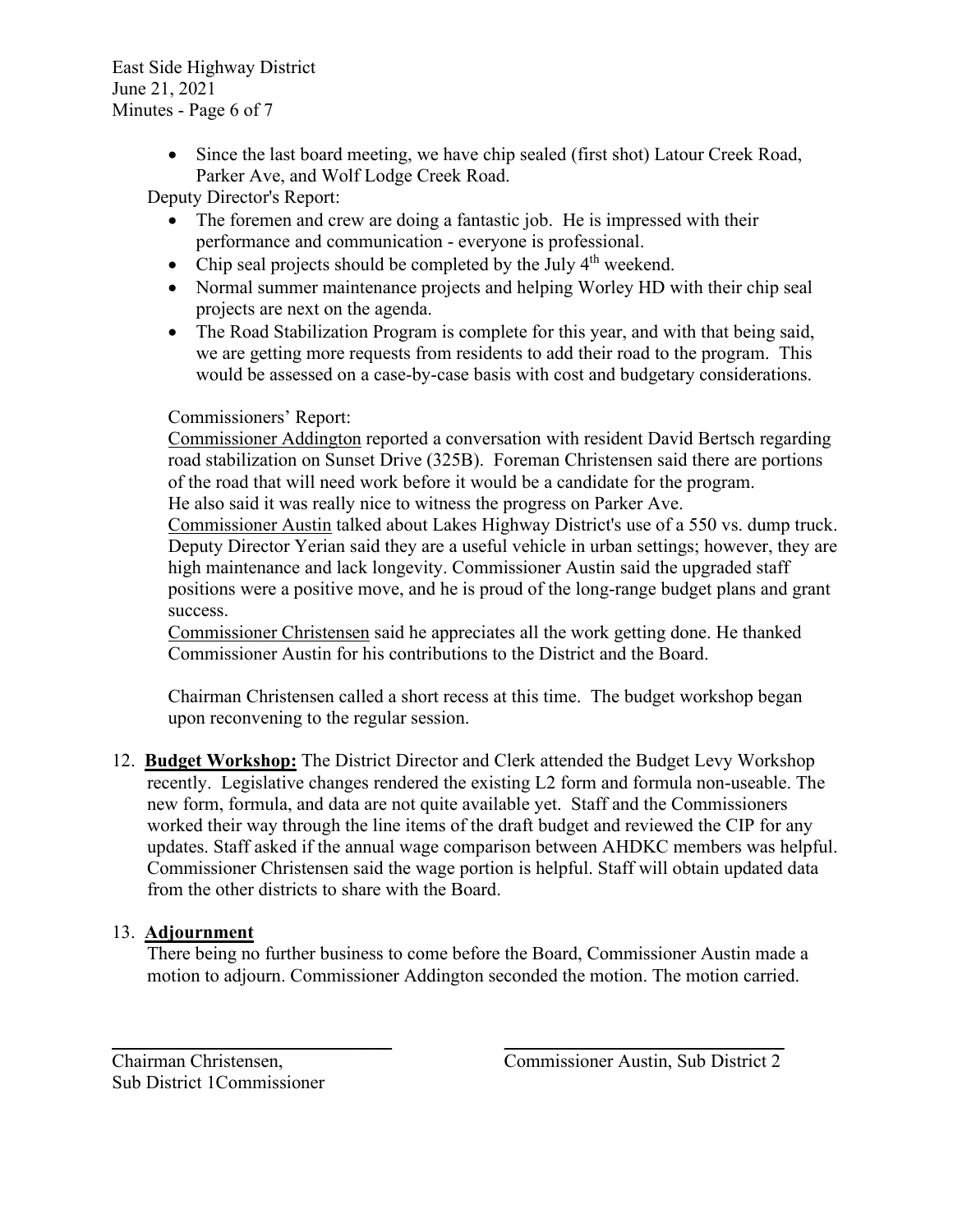- Since the last board meeting, we have chip sealed (first shot) Latour Creek Road, Parker Ave, and Wolf Lodge Creek Road.

Deputy Director's Report:

- The foremen and crew are doing a fantastic job. He is impressed with their performance and communication - everyone is professional.
- Chip seal projects should be completed by the July 4th weekend.
- Normal summer maintenance projects and helping Worley HD with their chip seal projects are next on the agenda.
- The Road Stabilization Program is complete for this year, and with that being said, we are getting more requests from residents to add their road to the program. This would be assessed on a case-by-case basis with cost and budgetary considerations.

Commissioners' Report:

Commissioner Addington reported a conversation with resident David Bertsch regarding road stabilization on Sunset Drive (325B). Foreman Christensen said there are portions of the road that will need work before it would be a candidate for the program. He also said it was really nice to witness the progress on Parker Ave.

Commissioner Austin talked about Lakes Highway District's use of a 550 vs. dump truck. Deputy Director Yerian said they are a useful vehicle in urban settings; however, they are high maintenance and lack longevity. Commissioner Austin said the upgraded staff positions were a positive move, and he is proud of the long-range budget plans and grant success.

Commissioner Christensen said he appreciates all the work getting done. He thanked Commissioner Austin for his contributions to the District and the Board.

Chairman Christensen called a short recess at this time. The budget workshop began upon reconvening to the regular session.

12. **Budget Workshop:** The District Director and Clerk attended the Budget Levy Workshop recently. Legislative changes rendered the existing L2 form and formula non-useable. The new form, formula, and data are not quite available yet. Staff and the Commissioners worked their way through the line items of the draft budget and reviewed the CIP for any updates. Staff asked if the annual wage comparison between AHDKC members was helpful. Commissioner Christensen said the wage portion is helpful. Staff will obtain updated data from the other districts to share with the Board.

13. **Adjournment**

There being no further business to come before the Board, Commissioner Austin made a motion to adjourn. Commissioner Addington seconded the motion. The motion carried.

\_\_\_\_\_\_\_\_\_\_\_\_\_\_\_\_\_\_\_\_\_\_\_\_\_\_\_\_\_\_
Chairman Christensen,
Sub District 1Commissioner

\_\_\_\_\_\_\_\_\_\_\_\_\_\_\_\_\_\_\_\_\_\_\_\_\_\_\_\_\_\_
Commissioner Austin, Sub District 2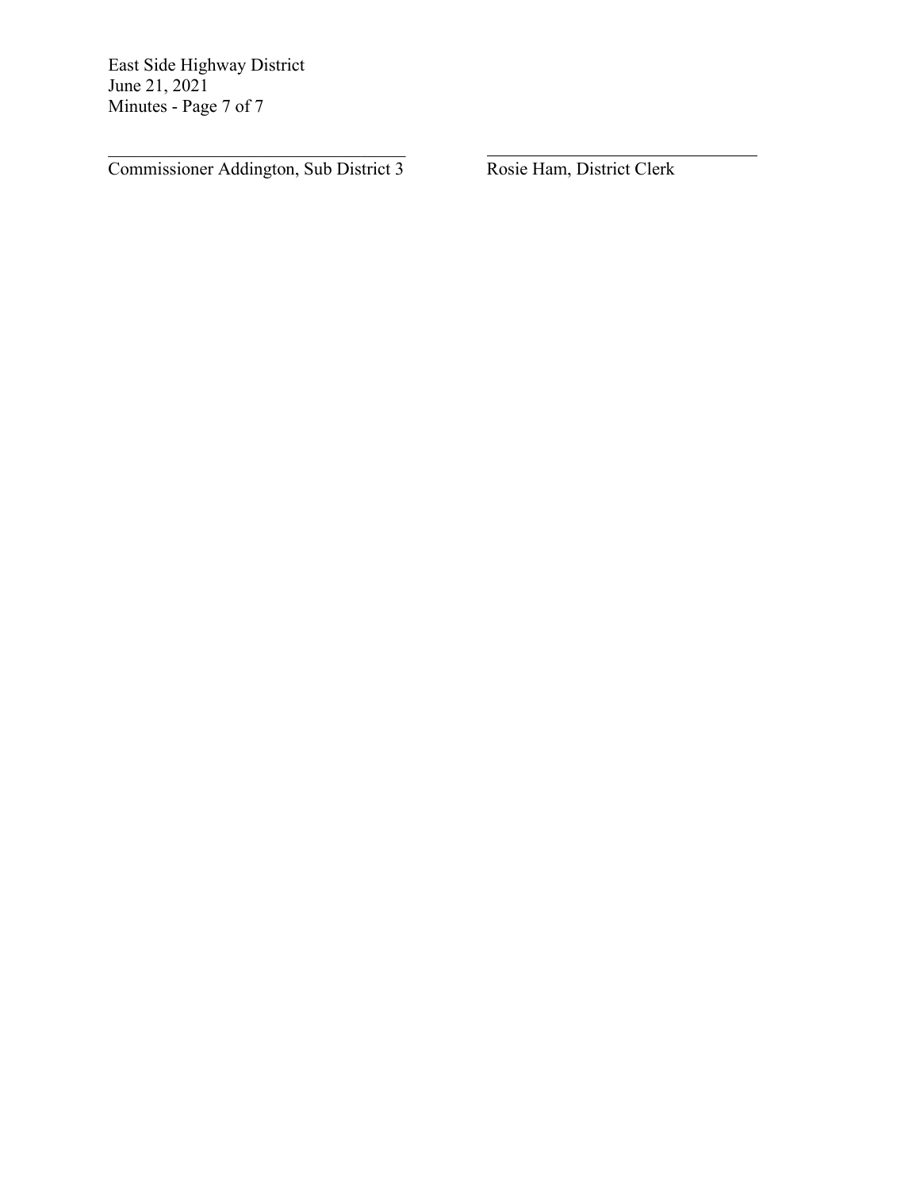\_\_\_\_\_\_\_\_\_\_\_\_\_\_\_\_\_\_\_\_\_\_\_\_\_\_\_\_\_\_\_\_\_\_\_\_
Commissioner Addington, Sub District 3

\_\_\_\_\_\_\_\_\_\_\_\_\_\_\_\_\_\_\_\_\_\_\_\_\_\_\_\_\_\_\_\_\_\_\_\_
Rosie Ham, District Clerk